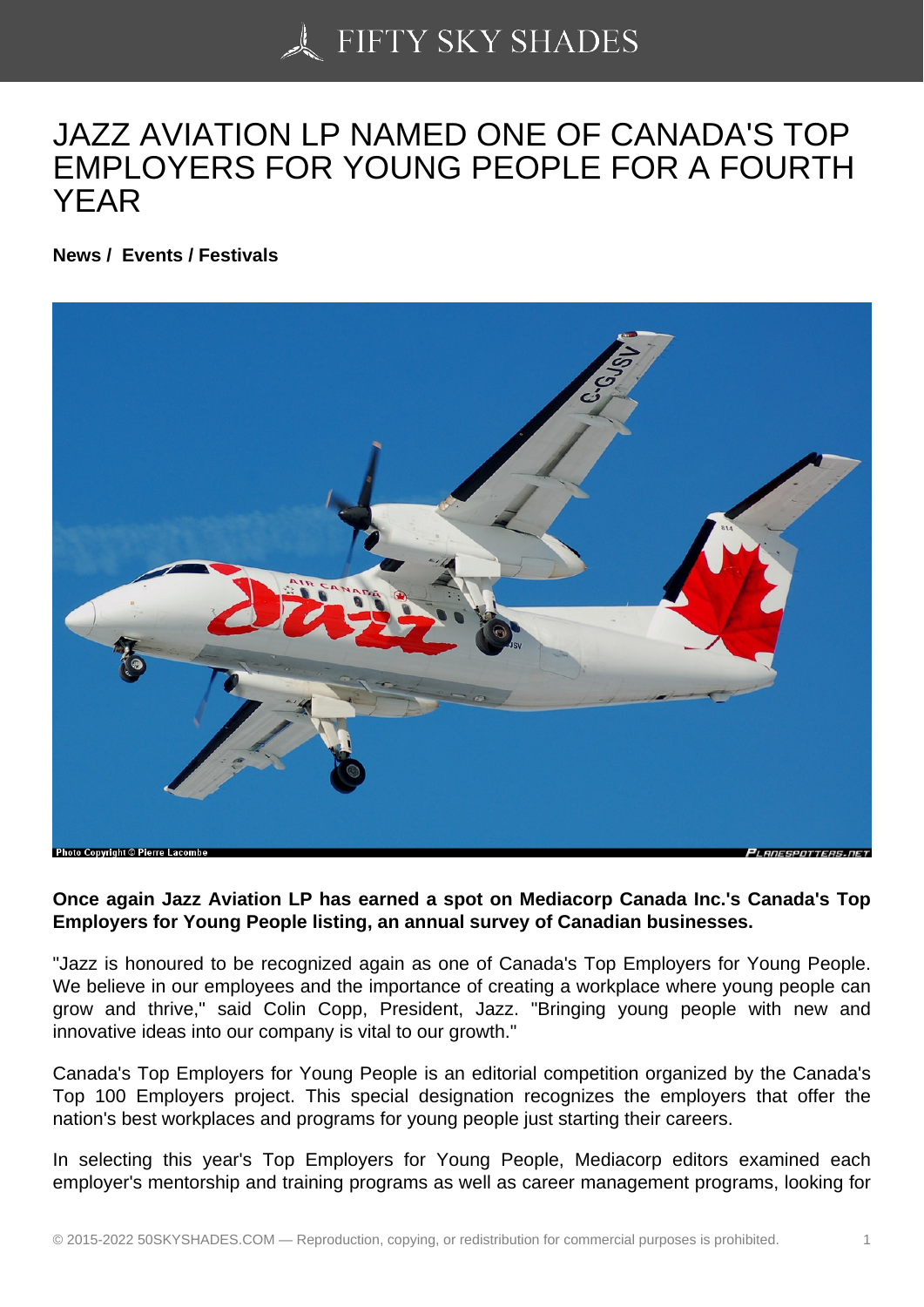# JAZZ AVIATION LP NAMED ONE OF CANADA'S TOP EMPLOYERS FOR YOUNG PEOPLE FOR A FOURTH YEAR

**News / Events / Festivals**

**Once again Jazz Aviation LP has earned a spot on Mediacorp Canada Inc.'s Canada's Top Employers for Young People listing, an annual survey of Canadian businesses.**

"Jazz is honoured to be recognized again as one of Canada's Top Employers for Young People. We believe in our employees and the importance of creating a workplace where young people can grow and thrive," said Colin Copp, President, Jazz. "Bringing young people with new and innovative ideas into our company is vital to our growth."

Canada's Top Employers for Young People is an editorial competition organized by the Canada's Top 100 Employers project. This special designation recognizes the employers that offer the nation's best workplaces and programs for young people just starting their careers.

In selecting this year's Top Employers for Young People, Mediacorp editors examined each employer's mentorship and training programs as well as career management programs, looking for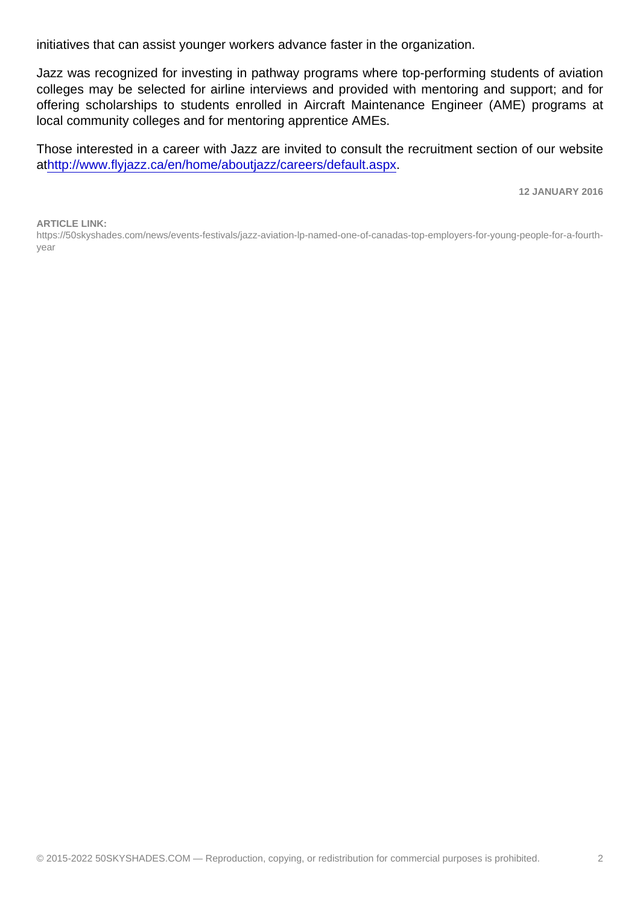initiatives that can assist younger workers advance faster in the organization.

Jazz was recognized for investing in pathway programs where top-performing students of aviation colleges may be selected for airline interviews and provided with mentoring and support; and for offering scholarships to students enrolled in Aircraft Maintenance Engineer (AME) programs at local community colleges and for mentoring apprentice AMEs.

Those interested in a career with Jazz are invited to consult the recruitment section of our website at[http://www.flyjazz.ca/en/home/aboutjazz/careers/default.aspx](http://www.flyjazz.ca/en/home/aboutjazz/careers/default.aspx).

**12 JANUARY 2016**

**ARTICLE LINK:**
https://50skyshades.com/news/events-festivals/jazz-aviation-lp-named-one-of-canadas-top-employers-for-young-people-for-a-fourth-year

© 2015-2022 50SKYSHADES.COM — Reproduction, copying, or redistribution for commercial purposes is prohibited.